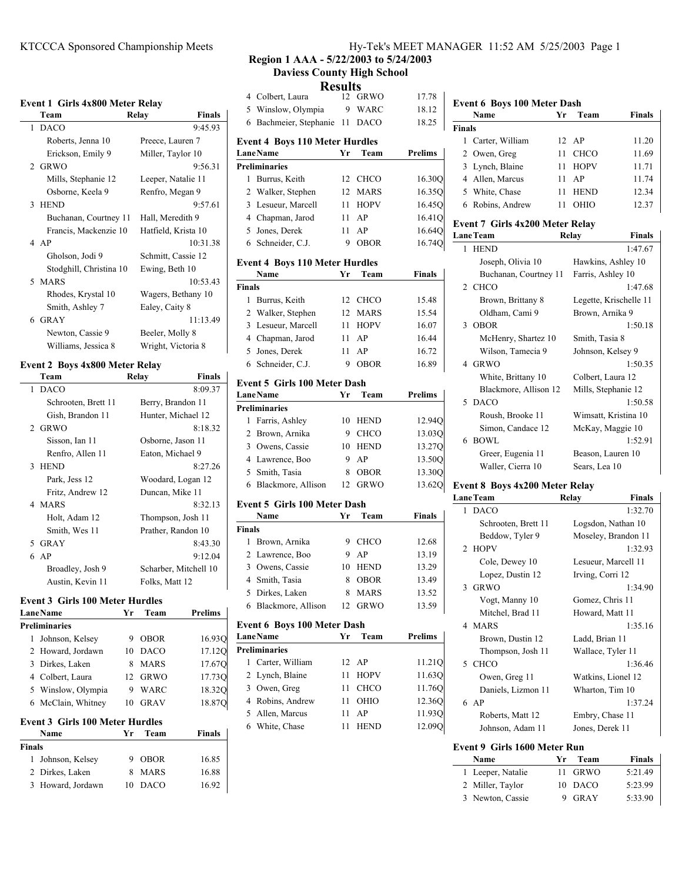## Region 1 AAA - 5/22/2003 to 5/24/2003

### Daviess County High School

# Results

### Event 1 Girls 4x800 Meter Relay

| | Team | Relay | Finals |
|---|---|---|---|
| 1 | DACO | | 9:45.93 |
| | Roberts, Jenna 10 | Preece, Lauren 7 | |
| | Erickson, Emily 9 | Miller, Taylor 10 | |
| 2 | GRWO | | 9:56.31 |
| | Mills, Stephanie 12 | Leeper, Natalie 11 | |
| | Osborne, Keela 9 | Renfro, Megan 9 | |
| 3 | HEND | | 9:57.61 |
| | Buchanan, Courtney 11 | Hall, Meredith 9 | |
| | Francis, Mackenzie 10 | Hatfield, Krista 10 | |
| 4 | AP | | 10:31.38 |
| | Gholson, Jodi 9 | Schmitt, Cassie 12 | |
| | Stodghill, Christina 10 | Ewing, Beth 10 | |
| 5 | MARS | | 10:53.43 |
| | Rhodes, Krystal 10 | Wagers, Bethany 10 | |
| | Smith, Ashley 7 | Ealey, Caity 8 | |
| 6 | GRAY | | 11:13.49 |
| | Newton, Cassie 9 | Beeler, Molly 8 | |
| | Williams, Jessica 8 | Wright, Victoria 8 | |

### Event 2 Boys 4x800 Meter Relay

| | Team | Relay | Finals |
|---|---|---|---|
| 1 | DACO | | 8:09.37 |
| | Schrooten, Brett 11 | Berry, Brandon 11 | |
| | Gish, Brandon 11 | Hunter, Michael 12 | |
| 2 | GRWO | | 8:18.32 |
| | Sisson, Ian 11 | Osborne, Jason 11 | |
| | Renfro, Allen 11 | Eaton, Michael 9 | |
| 3 | HEND | | 8:27.26 |
| | Park, Jess 12 | Woodard, Logan 12 | |
| | Fritz, Andrew 12 | Duncan, Mike 11 | |
| 4 | MARS | | 8:32.13 |
| | Holt, Adam 12 | Thompson, Josh 11 | |
| | Smith, Wes 11 | Prather, Randon 10 | |
| 5 | GRAY | | 8:43.30 |
| 6 | AP | | 9:12.04 |
| | Broadley, Josh 9 | Scharber, Mitchell 10 | |
| | Austin, Kevin 11 | Folks, Matt 12 | |

### Event 3 Girls 100 Meter Hurdles

| Lane | Name | Yr | Team | Prelims |
|---|---|---|---|---|
| **Preliminaries** | | | | |
| 1 | Johnson, Kelsey | 9 | OBOR | 16.93Q |
| 2 | Howard, Jordawn | 10 | DACO | 17.12Q |
| 3 | Dirkes, Laken | 8 | MARS | 17.67Q |
| 4 | Colbert, Laura | 12 | GRWO | 17.73Q |
| 5 | Winslow, Olympia | 9 | WARC | 18.32Q |
| 6 | McClain, Whitney | 10 | GRAV | 18.87Q |

### Event 3 Girls 100 Meter Hurdles

| | Name | Yr | Team | Finals |
|---|---|---|---|---|
| **Finals** | | | | |
| 1 | Johnson, Kelsey | 9 | OBOR | 16.85 |
| 2 | Dirkes, Laken | 8 | MARS | 16.88 |
| 3 | Howard, Jordawn | 10 | DACO | 16.92 |
| 4 | Colbert, Laura | 12 | GRWO | 17.78 |
| 5 | Winslow, Olympia | 9 | WARC | 18.12 |
| 6 | Bachmeier, Stephanie | 11 | DACO | 18.25 |

### Event 4 Boys 110 Meter Hurdles

| Lane | Name | Yr | Team | Prelims |
|---|---|---|---|---|
| **Preliminaries** | | | | |
| 1 | Burrus, Keith | 12 | CHCO | 16.30Q |
| 2 | Walker, Stephen | 12 | MARS | 16.35Q |
| 3 | Lesueur, Marcell | 11 | HOPV | 16.45Q |
| 4 | Chapman, Jarod | 11 | AP | 16.41Q |
| 5 | Jones, Derek | 11 | AP | 16.64Q |
| 6 | Schneider, C.J. | 9 | OBOR | 16.74Q |

### Event 4 Boys 110 Meter Hurdles

| | Name | Yr | Team | Finals |
|---|---|---|---|---|
| **Finals** | | | | |
| 1 | Burrus, Keith | 12 | CHCO | 15.48 |
| 2 | Walker, Stephen | 12 | MARS | 15.54 |
| 3 | Lesueur, Marcell | 11 | HOPV | 16.07 |
| 4 | Chapman, Jarod | 11 | AP | 16.44 |
| 5 | Jones, Derek | 11 | AP | 16.72 |
| 6 | Schneider, C.J. | 9 | OBOR | 16.89 |

### Event 5 Girls 100 Meter Dash

| Lane | Name | Yr | Team | Prelims |
|---|---|---|---|---|
| **Preliminaries** | | | | |
| 1 | Farris, Ashley | 10 | HEND | 12.94Q |
| 2 | Brown, Arnika | 9 | CHCO | 13.03Q |
| 3 | Owens, Cassie | 10 | HEND | 13.27Q |
| 4 | Lawrence, Boo | 9 | AP | 13.50Q |
| 5 | Smith, Tasia | 8 | OBOR | 13.30Q |
| 6 | Blackmore, Allison | 12 | GRWO | 13.62Q |

### Event 5 Girls 100 Meter Dash

| | Name | Yr | Team | Finals |
|---|---|---|---|---|
| **Finals** | | | | |
| 1 | Brown, Arnika | 9 | CHCO | 12.68 |
| 2 | Lawrence, Boo | 9 | AP | 13.19 |
| 3 | Owens, Cassie | 10 | HEND | 13.29 |
| 4 | Smith, Tasia | 8 | OBOR | 13.49 |
| 5 | Dirkes, Laken | 8 | MARS | 13.52 |
| 6 | Blackmore, Allison | 12 | GRWO | 13.59 |

### Event 6 Boys 100 Meter Dash

| Lane | Name | Yr | Team | Prelims |
|---|---|---|---|---|
| **Preliminaries** | | | | |
| 1 | Carter, William | 12 | AP | 11.21Q |
| 2 | Lynch, Blaine | 11 | HOPV | 11.63Q |
| 3 | Owen, Greg | 11 | CHCO | 11.76Q |
| 4 | Robins, Andrew | 11 | OHIO | 12.36Q |
| 5 | Allen, Marcus | 11 | AP | 11.93Q |
| 6 | White, Chase | 11 | HEND | 12.09Q |

### Event 6 Boys 100 Meter Dash

| | Name | Yr | Team | Finals |
|---|---|---|---|---|
| **Finals** | | | | |
| 1 | Carter, William | 12 | AP | 11.20 |
| 2 | Owen, Greg | 11 | CHCO | 11.69 |
| 3 | Lynch, Blaine | 11 | HOPV | 11.71 |
| 4 | Allen, Marcus | 11 | AP | 11.74 |
| 5 | White, Chase | 11 | HEND | 12.34 |
| 6 | Robins, Andrew | 11 | OHIO | 12.37 |

### Event 7 Girls 4x200 Meter Relay

| Lane | Team | Relay | Finals |
|---|---|---|---|
| 1 | HEND | | 1:47.67 |
| | Joseph, Olivia 10 | Hawkins, Ashley 10 | |
| | Buchanan, Courtney 11 | Farris, Ashley 10 | |
| 2 | CHCO | | 1:47.68 |
| | Brown, Brittany 8 | Legette, Krischelle 11 | |
| | Oldham, Cami 9 | Brown, Arnika 9 | |
| 3 | OBOR | | 1:50.18 |
| | McHenry, Shartez 10 | Smith, Tasia 8 | |
| | Wilson, Tamecia 9 | Johnson, Kelsey 9 | |
| 4 | GRWO | | 1:50.35 |
| | White, Brittany 10 | Colbert, Laura 12 | |
| | Blackmore, Allison 12 | Mills, Stephanie 12 | |
| 5 | DACO | | 1:50.58 |
| | Roush, Brooke 11 | Wimsatt, Kristina 10 | |
| | Simon, Candace 12 | McKay, Maggie 10 | |
| 6 | BOWL | | 1:52.91 |
| | Greer, Eugenia 11 | Beason, Lauren 10 | |
| | Waller, Cierra 10 | Sears, Lea 10 | |

### Event 8 Boys 4x200 Meter Relay

| Lane | Team | Relay | Finals |
|---|---|---|---|
| 1 | DACO | | 1:32.70 |
| | Schrooten, Brett 11 | Logsdon, Nathan 10 | |
| | Beddow, Tyler 9 | Moseley, Brandon 11 | |
| 2 | HOPV | | 1:32.93 |
| | Cole, Dewey 10 | Lesueur, Marcell 11 | |
| | Lopez, Dustin 12 | Irving, Corri 12 | |
| 3 | GRWO | | 1:34.90 |
| | Vogt, Manny 10 | Gomez, Chris 11 | |
| | Mitchel, Brad 11 | Howard, Matt 11 | |
| 4 | MARS | | 1:35.16 |
| | Brown, Dustin 12 | Ladd, Brian 11 | |
| | Thompson, Josh 11 | Wallace, Tyler 11 | |
| 5 | CHCO | | 1:36.46 |
| | Owen, Greg 11 | Watkins, Lionel 12 | |
| | Daniels, Lizmon 11 | Wharton, Tim 10 | |
| 6 | AP | | 1:37.24 |
| | Roberts, Matt 12 | Embry, Chase 11 | |
| | Johnson, Adam 11 | Jones, Derek 11 | |

### Event 9 Girls 1600 Meter Run

| | Name | Yr | Team | Finals |
|---|---|---|---|---|
| 1 | Leeper, Natalie | 11 | GRWO | 5:21.49 |
| 2 | Miller, Taylor | 10 | DACO | 5:23.99 |
| 3 | Newton, Cassie | 9 | GRAY | 5:33.90 |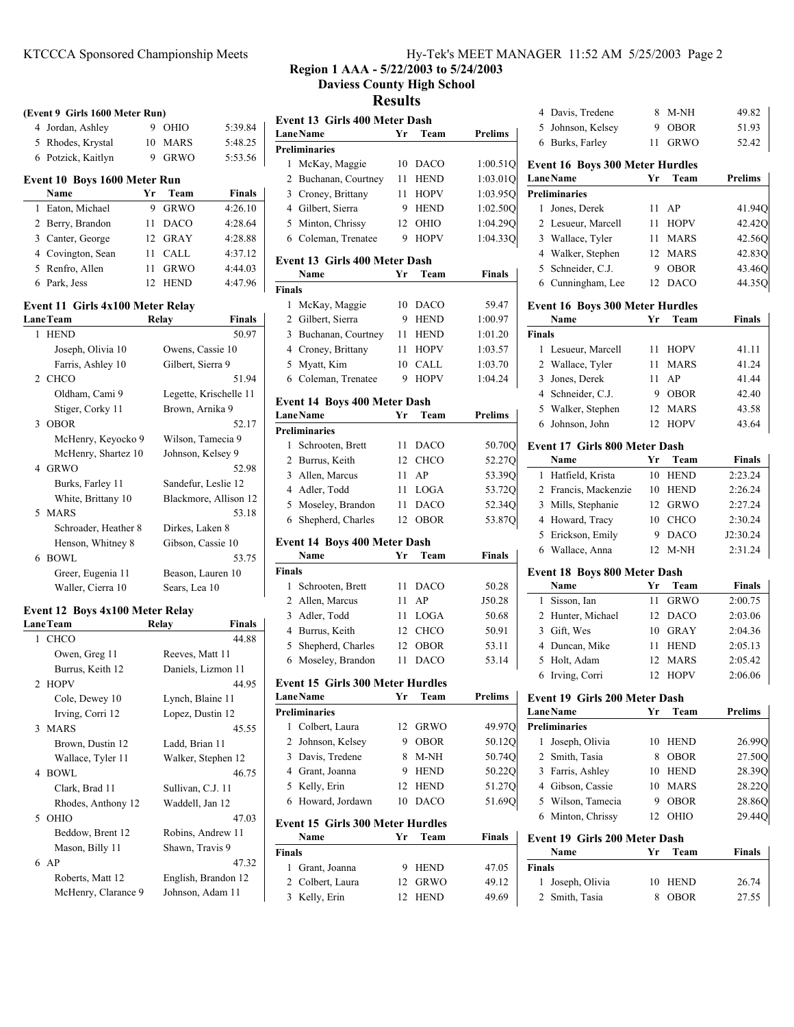## Region 1 AAA - 5/22/2003 to 5/24/2003
## Daviess County High School
## Results

### (Event 9 Girls 1600 Meter Run)

| | Name | Yr | Team | Finals |
|---|---|---|---|---|
| 4 | Jordan, Ashley | 9 | OHIO | 5:39.84 |
| 5 | Rhodes, Krystal | 10 | MARS | 5:48.25 |
| 6 | Potzick, Kaitlyn | 9 | GRWO | 5:53.56 |

### Event 10 Boys 1600 Meter Run

| | Name | Yr | Team | Finals |
|---|---|---|---|---|
| 1 | Eaton, Michael | 9 | GRWO | 4:26.10 |
| 2 | Berry, Brandon | 11 | DACO | 4:28.64 |
| 3 | Canter, George | 12 | GRAY | 4:28.88 |
| 4 | Covington, Sean | 11 | CALL | 4:37.12 |
| 5 | Renfro, Allen | 11 | GRWO | 4:44.03 |
| 6 | Park, Jess | 12 | HEND | 4:47.96 |

### Event 11 Girls 4x100 Meter Relay

| Lane | Team | Relay | Finals |
|---|---|---|---|
| 1 | HEND | | 50.97 |
| | Joseph, Olivia 10 | Owens, Cassie 10 | |
| | Farris, Ashley 10 | Gilbert, Sierra 9 | |
| 2 | CHCO | | 51.94 |
| | Oldham, Cami 9 | Legette, Krischelle 11 | |
| | Stiger, Corky 11 | Brown, Arnika 9 | |
| 3 | OBOR | | 52.17 |
| | McHenry, Keyocko 9 | Wilson, Tamecia 9 | |
| | McHenry, Shartez 10 | Johnson, Kelsey 9 | |
| 4 | GRWO | | 52.98 |
| | Burks, Farley 11 | Sandefur, Leslie 12 | |
| | White, Brittany 10 | Blackmore, Allison 12 | |
| 5 | MARS | | 53.18 |
| | Schroader, Heather 8 | Dirkes, Laken 8 | |
| | Henson, Whitney 8 | Gibson, Cassie 10 | |
| 6 | BOWL | | 53.75 |
| | Greer, Eugenia 11 | Beason, Lauren 10 | |
| | Waller, Cierra 10 | Sears, Lea 10 | |

### Event 12 Boys 4x100 Meter Relay

| Lane | Team | Relay | Finals |
|---|---|---|---|
| 1 | CHCO | | 44.88 |
| | Owen, Greg 11 | Reeves, Matt 11 | |
| | Burrus, Keith 12 | Daniels, Lizmon 11 | |
| 2 | HOPV | | 44.95 |
| | Cole, Dewey 10 | Lynch, Blaine 11 | |
| | Irving, Corri 12 | Lopez, Dustin 12 | |
| 3 | MARS | | 45.55 |
| | Brown, Dustin 12 | Ladd, Brian 11 | |
| | Wallace, Tyler 11 | Walker, Stephen 12 | |
| 4 | BOWL | | 46.75 |
| | Clark, Brad 11 | Sullivan, C.J. 11 | |
| | Rhodes, Anthony 12 | Waddell, Jan 12 | |
| 5 | OHIO | | 47.03 |
| | Beddow, Brent 12 | Robins, Andrew 11 | |
| | Mason, Billy 11 | Shawn, Travis 9 | |
| 6 | AP | | 47.32 |
| | Roberts, Matt 12 | English, Brandon 12 | |
| | McHenry, Clarance 9 | Johnson, Adam 11 | |

### Event 13 Girls 400 Meter Dash

| Lane | Name | Yr | Team | Prelims |
|---|---|---|---|---|
| **Preliminaries** | | | | |
| 1 | McKay, Maggie | 10 | DACO | 1:00.51Q |
| 2 | Buchanan, Courtney | 11 | HEND | 1:03.01Q |
| 3 | Croney, Brittany | 11 | HOPV | 1:03.95Q |
| 4 | Gilbert, Sierra | 9 | HEND | 1:02.50Q |
| 5 | Minton, Chrissy | 12 | OHIO | 1:04.29Q |
| 6 | Coleman, Trenatee | 9 | HOPV | 1:04.33Q |

### Event 13 Girls 400 Meter Dash

| | Name | Yr | Team | Finals |
|---|---|---|---|---|
| **Finals** | | | | |
| 1 | McKay, Maggie | 10 | DACO | 59.47 |
| 2 | Gilbert, Sierra | 9 | HEND | 1:00.97 |
| 3 | Buchanan, Courtney | 11 | HEND | 1:01.20 |
| 4 | Croney, Brittany | 11 | HOPV | 1:03.57 |
| 5 | Myatt, Kim | 10 | CALL | 1:03.70 |
| 6 | Coleman, Trenatee | 9 | HOPV | 1:04.24 |

### Event 14 Boys 400 Meter Dash

| Lane | Name | Yr | Team | Prelims |
|---|---|---|---|---|
| **Preliminaries** | | | | |
| 1 | Schrooten, Brett | 11 | DACO | 50.70Q |
| 2 | Burrus, Keith | 12 | CHCO | 52.27Q |
| 3 | Allen, Marcus | 11 | AP | 53.39Q |
| 4 | Adler, Todd | 11 | LOGA | 53.72Q |
| 5 | Moseley, Brandon | 11 | DACO | 52.34Q |
| 6 | Shepherd, Charles | 12 | OBOR | 53.87Q |

### Event 14 Boys 400 Meter Dash

| | Name | Yr | Team | Finals |
|---|---|---|---|---|
| **Finals** | | | | |
| 1 | Schrooten, Brett | 11 | DACO | 50.28 |
| 2 | Allen, Marcus | 11 | AP | J50.28 |
| 3 | Adler, Todd | 11 | LOGA | 50.68 |
| 4 | Burrus, Keith | 12 | CHCO | 50.91 |
| 5 | Shepherd, Charles | 12 | OBOR | 53.11 |
| 6 | Moseley, Brandon | 11 | DACO | 53.14 |

### Event 15 Girls 300 Meter Hurdles

| Lane | Name | Yr | Team | Prelims |
|---|---|---|---|---|
| **Preliminaries** | | | | |
| 1 | Colbert, Laura | 12 | GRWO | 49.97Q |
| 2 | Johnson, Kelsey | 9 | OBOR | 50.12Q |
| 3 | Davis, Tredene | 8 | M-NH | 50.74Q |
| 4 | Grant, Joanna | 9 | HEND | 50.22Q |
| 5 | Kelly, Erin | 12 | HEND | 51.27Q |
| 6 | Howard, Jordawn | 10 | DACO | 51.69Q |

### Event 15 Girls 300 Meter Hurdles

| | Name | Yr | Team | Finals |
|---|---|---|---|---|
| **Finals** | | | | |
| 1 | Grant, Joanna | 9 | HEND | 47.05 |
| 2 | Colbert, Laura | 12 | GRWO | 49.12 |
| 3 | Kelly, Erin | 12 | HEND | 49.69 |
| 4 | Davis, Tredene | 8 | M-NH | 49.82 |
| 5 | Johnson, Kelsey | 9 | OBOR | 51.93 |
| 6 | Burks, Farley | 11 | GRWO | 52.42 |

### Event 16 Boys 300 Meter Hurdles

| Lane | Name | Yr | Team | Prelims |
|---|---|---|---|---|
| **Preliminaries** | | | | |
| 1 | Jones, Derek | 11 | AP | 41.94Q |
| 2 | Lesueur, Marcell | 11 | HOPV | 42.42Q |
| 3 | Wallace, Tyler | 11 | MARS | 42.56Q |
| 4 | Walker, Stephen | 12 | MARS | 42.83Q |
| 5 | Schneider, C.J. | 9 | OBOR | 43.46Q |
| 6 | Cunningham, Lee | 12 | DACO | 44.35Q |

### Event 16 Boys 300 Meter Hurdles

| | Name | Yr | Team | Finals |
|---|---|---|---|---|
| **Finals** | | | | |
| 1 | Lesueur, Marcell | 11 | HOPV | 41.11 |
| 2 | Wallace, Tyler | 11 | MARS | 41.24 |
| 3 | Jones, Derek | 11 | AP | 41.44 |
| 4 | Schneider, C.J. | 9 | OBOR | 42.40 |
| 5 | Walker, Stephen | 12 | MARS | 43.58 |
| 6 | Johnson, John | 12 | HOPV | 43.64 |

### Event 17 Girls 800 Meter Dash

| | Name | Yr | Team | Finals |
|---|---|---|---|---|
| 1 | Hatfield, Krista | 10 | HEND | 2:23.24 |
| 2 | Francis, Mackenzie | 10 | HEND | 2:26.24 |
| 3 | Mills, Stephanie | 12 | GRWO | 2:27.24 |
| 4 | Howard, Tracy | 10 | CHCO | 2:30.24 |
| 5 | Erickson, Emily | 9 | DACO | J2:30.24 |
| 6 | Wallace, Anna | 12 | M-NH | 2:31.24 |

### Event 18 Boys 800 Meter Dash

| | Name | Yr | Team | Finals |
|---|---|---|---|---|
| 1 | Sisson, Ian | 11 | GRWO | 2:00.75 |
| 2 | Hunter, Michael | 12 | DACO | 2:03.06 |
| 3 | Gift, Wes | 10 | GRAY | 2:04.36 |
| 4 | Duncan, Mike | 11 | HEND | 2:05.13 |
| 5 | Holt, Adam | 12 | MARS | 2:05.42 |
| 6 | Irving, Corri | 12 | HOPV | 2:06.06 |

### Event 19 Girls 200 Meter Dash

| Lane | Name | Yr | Team | Prelims |
|---|---|---|---|---|
| **Preliminaries** | | | | |
| 1 | Joseph, Olivia | 10 | HEND | 26.99Q |
| 2 | Smith, Tasia | 8 | OBOR | 27.50Q |
| 3 | Farris, Ashley | 10 | HEND | 28.39Q |
| 4 | Gibson, Cassie | 10 | MARS | 28.22Q |
| 5 | Wilson, Tamecia | 9 | OBOR | 28.86Q |
| 6 | Minton, Chrissy | 12 | OHIO | 29.44Q |

### Event 19 Girls 200 Meter Dash

| | Name | Yr | Team | Finals |
|---|---|---|---|---|
| **Finals** | | | | |
| 1 | Joseph, Olivia | 10 | HEND | 26.74 |
| 2 | Smith, Tasia | 8 | OBOR | 27.55 |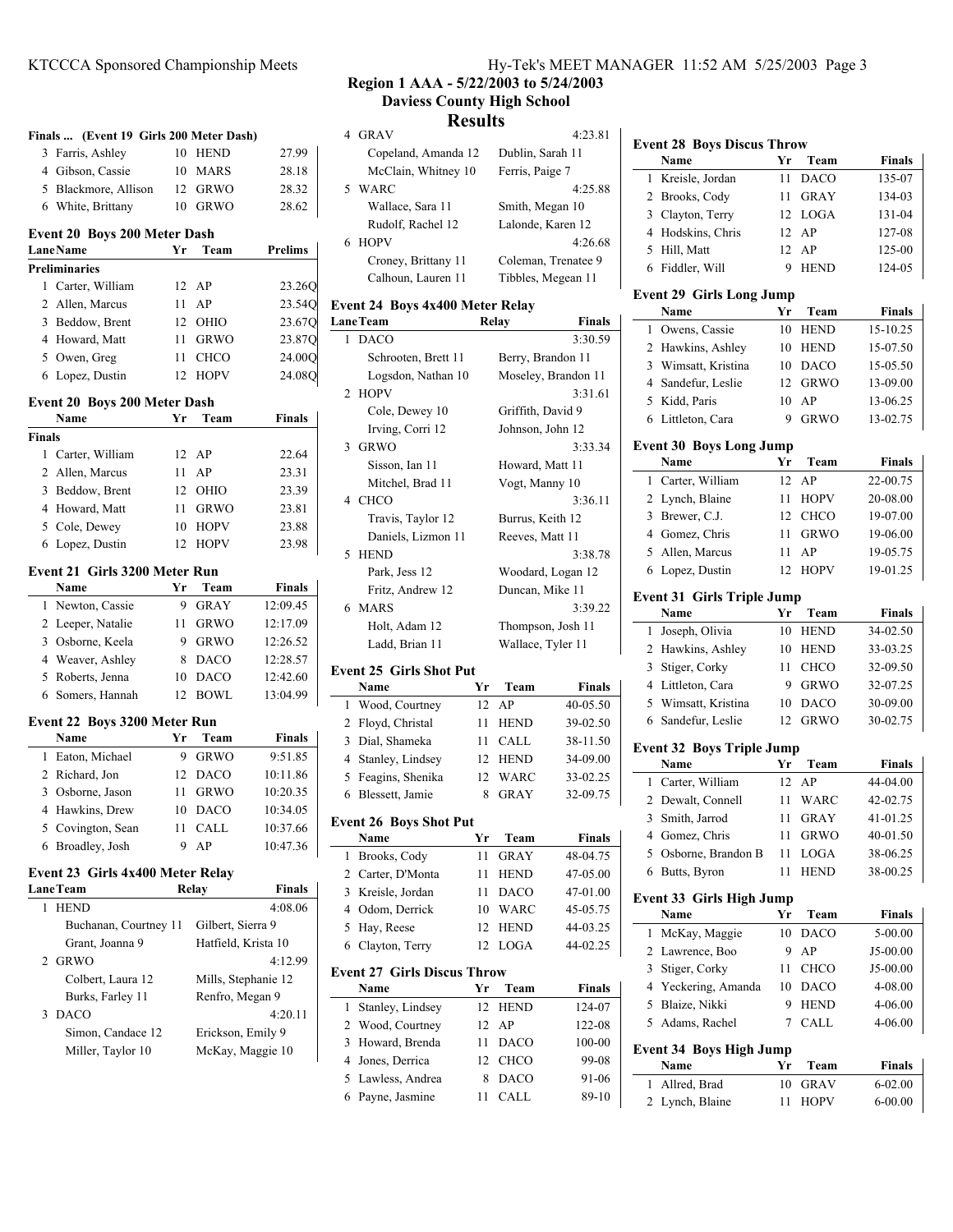**Region 1 AAA - 5/22/2003 to 5/24/2003**
**Daviess County High School**

# Results

### Finals ... (Event 19 Girls 200 Meter Dash)

| | Name | Yr | Team | Finals |
|---|---|---|---|---|
| 3 | Farris, Ashley | 10 | HEND | 27.99 |
| 4 | Gibson, Cassie | 10 | MARS | 28.18 |
| 5 | Blackmore, Allison | 12 | GRWO | 28.32 |
| 6 | White, Brittany | 10 | GRWO | 28.62 |

### Event 20 Boys 200 Meter Dash

| Lane | Name | Yr | Team | Prelims |
|---|---|---|---|---|
| **Preliminaries** | | | | |
| 1 | Carter, William | 12 | AP | 23.26Q |
| 2 | Allen, Marcus | 11 | AP | 23.54Q |
| 3 | Beddow, Brent | 12 | OHIO | 23.67Q |
| 4 | Howard, Matt | 11 | GRWO | 23.87Q |
| 5 | Owen, Greg | 11 | CHCO | 24.00Q |
| 6 | Lopez, Dustin | 12 | HOPV | 24.08Q |

### Event 20 Boys 200 Meter Dash

| | Name | Yr | Team | Finals |
|---|---|---|---|---|
| **Finals** | | | | |
| 1 | Carter, William | 12 | AP | 22.64 |
| 2 | Allen, Marcus | 11 | AP | 23.31 |
| 3 | Beddow, Brent | 12 | OHIO | 23.39 |
| 4 | Howard, Matt | 11 | GRWO | 23.81 |
| 5 | Cole, Dewey | 10 | HOPV | 23.88 |
| 6 | Lopez, Dustin | 12 | HOPV | 23.98 |

### Event 21 Girls 3200 Meter Run

| | Name | Yr | Team | Finals |
|---|---|---|---|---|
| 1 | Newton, Cassie | 9 | GRAY | 12:09.45 |
| 2 | Leeper, Natalie | 11 | GRWO | 12:17.09 |
| 3 | Osborne, Keela | 9 | GRWO | 12:26.52 |
| 4 | Weaver, Ashley | 8 | DACO | 12:28.57 |
| 5 | Roberts, Jenna | 10 | DACO | 12:42.60 |
| 6 | Somers, Hannah | 12 | BOWL | 13:04.99 |

### Event 22 Boys 3200 Meter Run

| | Name | Yr | Team | Finals |
|---|---|---|---|---|
| 1 | Eaton, Michael | 9 | GRWO | 9:51.85 |
| 2 | Richard, Jon | 12 | DACO | 10:11.86 |
| 3 | Osborne, Jason | 11 | GRWO | 10:20.35 |
| 4 | Hawkins, Drew | 10 | DACO | 10:34.05 |
| 5 | Covington, Sean | 11 | CALL | 10:37.66 |
| 6 | Broadley, Josh | 9 | AP | 10:47.36 |

### Event 23 Girls 4x400 Meter Relay

| Lane | Team | Relay | Finals |
|---|---|---|---|
| 1 | HEND | | 4:08.06 |
| | Buchanan, Courtney 11 | Gilbert, Sierra 9 | |
| | Grant, Joanna 9 | Hatfield, Krista 10 | |
| 2 | GRWO | | 4:12.99 |
| | Colbert, Laura 12 | Mills, Stephanie 12 | |
| | Burks, Farley 11 | Renfro, Megan 9 | |
| 3 | DACO | | 4:20.11 |
| | Simon, Candace 12 | Erickson, Emily 9 | |
| | Miller, Taylor 10 | McKay, Maggie 10 | |
| 4 | GRAV | | 4:23.81 |
| | Copeland, Amanda 12 | Dublin, Sarah 11 | |
| | McClain, Whitney 10 | Ferris, Paige 7 | |
| 5 | WARC | | 4:25.88 |
| | Wallace, Sara 11 | Smith, Megan 10 | |
| | Rudolf, Rachel 12 | Lalonde, Karen 12 | |
| 6 | HOPV | | 4:26.68 |
| | Croney, Brittany 11 | Coleman, Trenatee 9 | |
| | Calhoun, Lauren 11 | Tibbles, Megean 11 | |

### Event 24 Boys 4x400 Meter Relay

| Lane | Team | Relay | Finals |
|---|---|---|---|
| 1 | DACO | | 3:30.59 |
| | Schrooten, Brett 11 | Berry, Brandon 11 | |
| | Logsdon, Nathan 10 | Moseley, Brandon 11 | |
| 2 | HOPV | | 3:31.61 |
| | Cole, Dewey 10 | Griffith, David 9 | |
| | Irving, Corri 12 | Johnson, John 12 | |
| 3 | GRWO | | 3:33.34 |
| | Sisson, Ian 11 | Howard, Matt 11 | |
| | Mitchel, Brad 11 | Vogt, Manny 10 | |
| 4 | CHCO | | 3:36.11 |
| | Travis, Taylor 12 | Burrus, Keith 12 | |
| | Daniels, Lizmon 11 | Reeves, Matt 11 | |
| 5 | HEND | | 3:38.78 |
| | Park, Jess 12 | Woodard, Logan 12 | |
| | Fritz, Andrew 12 | Duncan, Mike 11 | |
| 6 | MARS | | 3:39.22 |
| | Holt, Adam 12 | Thompson, Josh 11 | |
| | Ladd, Brian 11 | Wallace, Tyler 11 | |

### Event 25 Girls Shot Put

| | Name | Yr | Team | Finals |
|---|---|---|---|---|
| 1 | Wood, Courtney | 12 | AP | 40-05.50 |
| 2 | Floyd, Christal | 11 | HEND | 39-02.50 |
| 3 | Dial, Shameka | 11 | CALL | 38-11.50 |
| 4 | Stanley, Lindsey | 12 | HEND | 34-09.00 |
| 5 | Feagins, Shenika | 12 | WARC | 33-02.25 |
| 6 | Blessett, Jamie | 8 | GRAY | 32-09.75 |

### Event 26 Boys Shot Put

| | Name | Yr | Team | Finals |
|---|---|---|---|---|
| 1 | Brooks, Cody | 11 | GRAY | 48-04.75 |
| 2 | Carter, D'Monta | 11 | HEND | 47-05.00 |
| 3 | Kreisle, Jordan | 11 | DACO | 47-01.00 |
| 4 | Odom, Derrick | 10 | WARC | 45-05.75 |
| 5 | Hay, Reese | 12 | HEND | 44-03.25 |
| 6 | Clayton, Terry | 12 | LOGA | 44-02.25 |

### Event 27 Girls Discus Throw

| | Name | Yr | Team | Finals |
|---|---|---|---|---|
| 1 | Stanley, Lindsey | 12 | HEND | 124-07 |
| 2 | Wood, Courtney | 12 | AP | 122-08 |
| 3 | Howard, Brenda | 11 | DACO | 100-00 |
| 4 | Jones, Derrica | 12 | CHCO | 99-08 |
| 5 | Lawless, Andrea | 8 | DACO | 91-06 |
| 6 | Payne, Jasmine | 11 | CALL | 89-10 |

### Event 28 Boys Discus Throw

| | Name | Yr | Team | Finals |
|---|---|---|---|---|
| 1 | Kreisle, Jordan | 11 | DACO | 135-07 |
| 2 | Brooks, Cody | 11 | GRAY | 134-03 |
| 3 | Clayton, Terry | 12 | LOGA | 131-04 |
| 4 | Hodskins, Chris | 12 | AP | 127-08 |
| 5 | Hill, Matt | 12 | AP | 125-00 |
| 6 | Fiddler, Will | 9 | HEND | 124-05 |

### Event 29 Girls Long Jump

| | Name | Yr | Team | Finals |
|---|---|---|---|---|
| 1 | Owens, Cassie | 10 | HEND | 15-10.25 |
| 2 | Hawkins, Ashley | 10 | HEND | 15-07.50 |
| 3 | Wimsatt, Kristina | 10 | DACO | 15-05.50 |
| 4 | Sandefur, Leslie | 12 | GRWO | 13-09.00 |
| 5 | Kidd, Paris | 10 | AP | 13-06.25 |
| 6 | Littleton, Cara | 9 | GRWO | 13-02.75 |

### Event 30 Boys Long Jump

| | Name | Yr | Team | Finals |
|---|---|---|---|---|
| 1 | Carter, William | 12 | AP | 22-00.75 |
| 2 | Lynch, Blaine | 11 | HOPV | 20-08.00 |
| 3 | Brewer, C.J. | 12 | CHCO | 19-07.00 |
| 4 | Gomez, Chris | 11 | GRWO | 19-06.00 |
| 5 | Allen, Marcus | 11 | AP | 19-05.75 |
| 6 | Lopez, Dustin | 12 | HOPV | 19-01.25 |

### Event 31 Girls Triple Jump

| | Name | Yr | Team | Finals |
|---|---|---|---|---|
| 1 | Joseph, Olivia | 10 | HEND | 34-02.50 |
| 2 | Hawkins, Ashley | 10 | HEND | 33-03.25 |
| 3 | Stiger, Corky | 11 | CHCO | 32-09.50 |
| 4 | Littleton, Cara | 9 | GRWO | 32-07.25 |
| 5 | Wimsatt, Kristina | 10 | DACO | 30-09.00 |
| 6 | Sandefur, Leslie | 12 | GRWO | 30-02.75 |

### Event 32 Boys Triple Jump

| | Name | Yr | Team | Finals |
|---|---|---|---|---|
| 1 | Carter, William | 12 | AP | 44-04.00 |
| 2 | Dewalt, Connell | 11 | WARC | 42-02.75 |
| 3 | Smith, Jarrod | 11 | GRAY | 41-01.25 |
| 4 | Gomez, Chris | 11 | GRWO | 40-01.50 |
| 5 | Osborne, Brandon B | 11 | LOGA | 38-06.25 |
| 6 | Butts, Byron | 11 | HEND | 38-00.25 |

### Event 33 Girls High Jump

| | Name | Yr | Team | Finals |
|---|---|---|---|---|
| 1 | McKay, Maggie | 10 | DACO | 5-00.00 |
| 2 | Lawrence, Boo | 9 | AP | J5-00.00 |
| 3 | Stiger, Corky | 11 | CHCO | J5-00.00 |
| 4 | Yeckering, Amanda | 10 | DACO | 4-08.00 |
| 5 | Blaize, Nikki | 9 | HEND | 4-06.00 |
| 5 | Adams, Rachel | 7 | CALL | 4-06.00 |

### Event 34 Boys High Jump

| | Name | Yr | Team | Finals |
|---|---|---|---|---|
| 1 | Allred, Brad | 10 | GRAV | 6-02.00 |
| 2 | Lynch, Blaine | 11 | HOPV | 6-00.00 |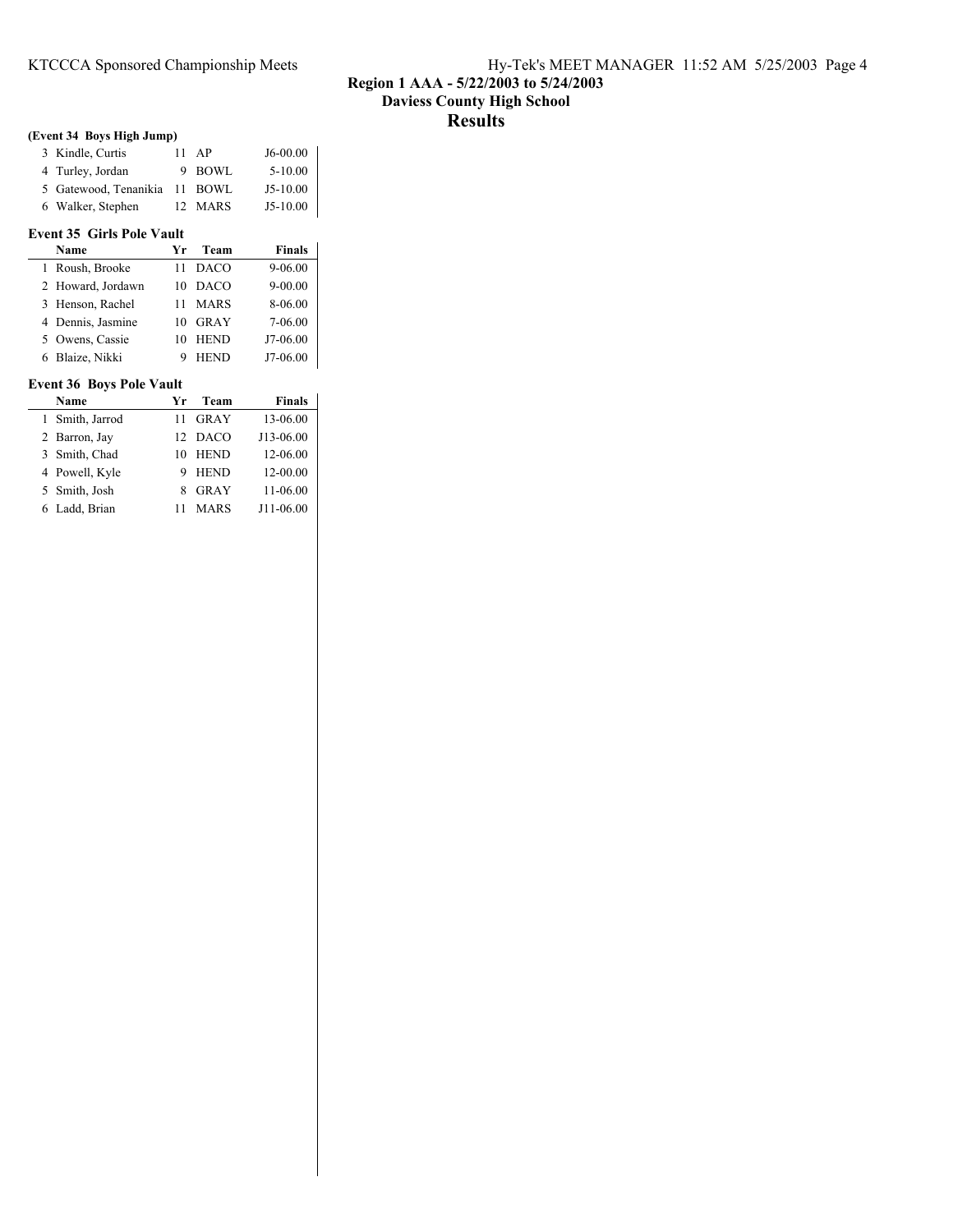**Region 1 AAA - 5/22/2003 to 5/24/2003**

**Daviess County High School**

## Results

**(Event 34 Boys High Jump)**

| | Name | Yr | Team | Finals |
|---|---|---|---|---|
| 3 | Kindle, Curtis | 11 | AP | J6-00.00 |
| 4 | Turley, Jordan | 9 | BOWL | 5-10.00 |
| 5 | Gatewood, Tenanikia | 11 | BOWL | J5-10.00 |
| 6 | Walker, Stephen | 12 | MARS | J5-10.00 |

### Event 35 Girls Pole Vault

| | Name | Yr | Team | Finals |
|---|---|---|---|---|
| 1 | Roush, Brooke | 11 | DACO | 9-06.00 |
| 2 | Howard, Jordawn | 10 | DACO | 9-00.00 |
| 3 | Henson, Rachel | 11 | MARS | 8-06.00 |
| 4 | Dennis, Jasmine | 10 | GRAY | 7-06.00 |
| 5 | Owens, Cassie | 10 | HEND | J7-06.00 |
| 6 | Blaize, Nikki | 9 | HEND | J7-06.00 |

### Event 36 Boys Pole Vault

| | Name | Yr | Team | Finals |
|---|---|---|---|---|
| 1 | Smith, Jarrod | 11 | GRAY | 13-06.00 |
| 2 | Barron, Jay | 12 | DACO | J13-06.00 |
| 3 | Smith, Chad | 10 | HEND | 12-06.00 |
| 4 | Powell, Kyle | 9 | HEND | 12-00.00 |
| 5 | Smith, Josh | 8 | GRAY | 11-06.00 |
| 6 | Ladd, Brian | 11 | MARS | J11-06.00 |